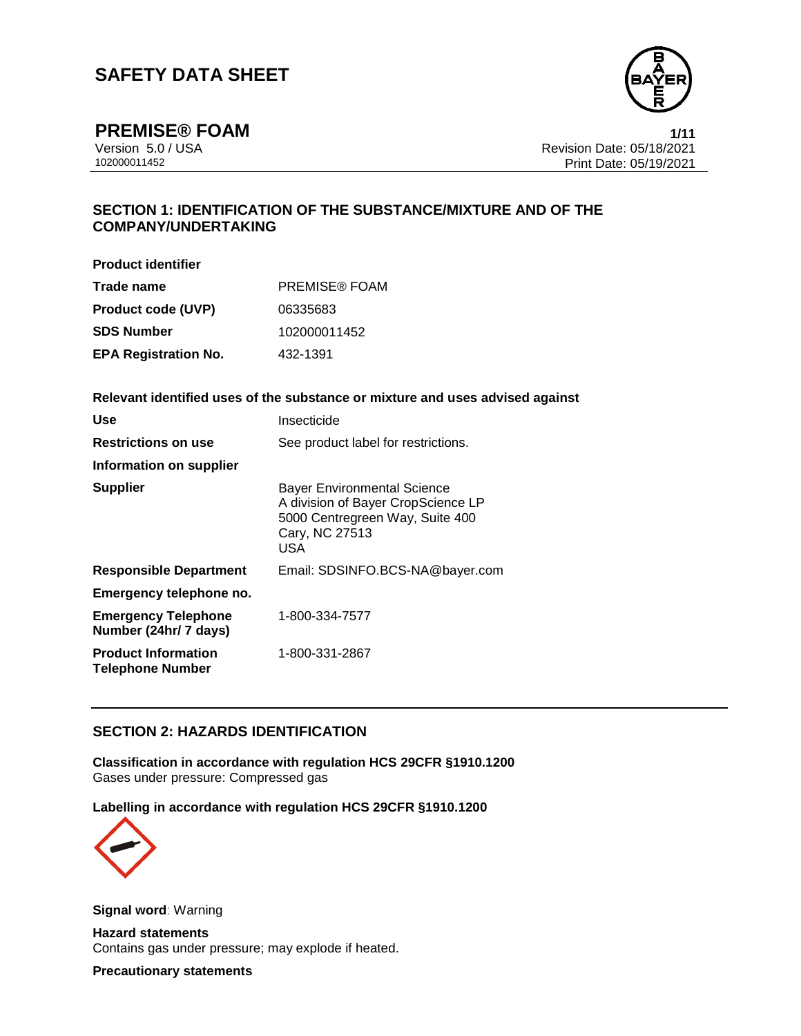# SAFETY DATA SHEET

## PREMISE® FOAM

Version 5.0 / USA
102000011452

Revision Date: 05/18/2021
Print Date: 05/19/2021

### SECTION 1: IDENTIFICATION OF THE SUBSTANCE/MIXTURE AND OF THE COMPANY/UNDERTAKING

**Product identifier**

| | |
|---|---|
| **Trade name** | PREMISE® FOAM |
| **Product code (UVP)** | 06335683 |
| **SDS Number** | 102000011452 |
| **EPA Registration No.** | 432-1391 |

**Relevant identified uses of the substance or mixture and uses advised against**

| | |
|---|---|
| **Use** | Insecticide |
| **Restrictions on use** | See product label for restrictions. |
| **Information on supplier** | |
| **Supplier** | Bayer Environmental Science<br>A division of Bayer CropScience LP<br>5000 Centregreen Way, Suite 400<br>Cary, NC 27513<br>USA |
| **Responsible Department** | Email: SDSINFO.BCS-NA@bayer.com |
| **Emergency telephone no.** | |
| **Emergency Telephone Number (24hr/ 7 days)** | 1-800-334-7577 |
| **Product Information Telephone Number** | 1-800-331-2867 |

### SECTION 2: HAZARDS IDENTIFICATION

**Classification in accordance with regulation HCS 29CFR §1910.1200**
Gases under pressure: Compressed gas

**Labelling in accordance with regulation HCS 29CFR §1910.1200**

**Signal word**: Warning

**Hazard statements**
Contains gas under pressure; may explode if heated.

**Precautionary statements**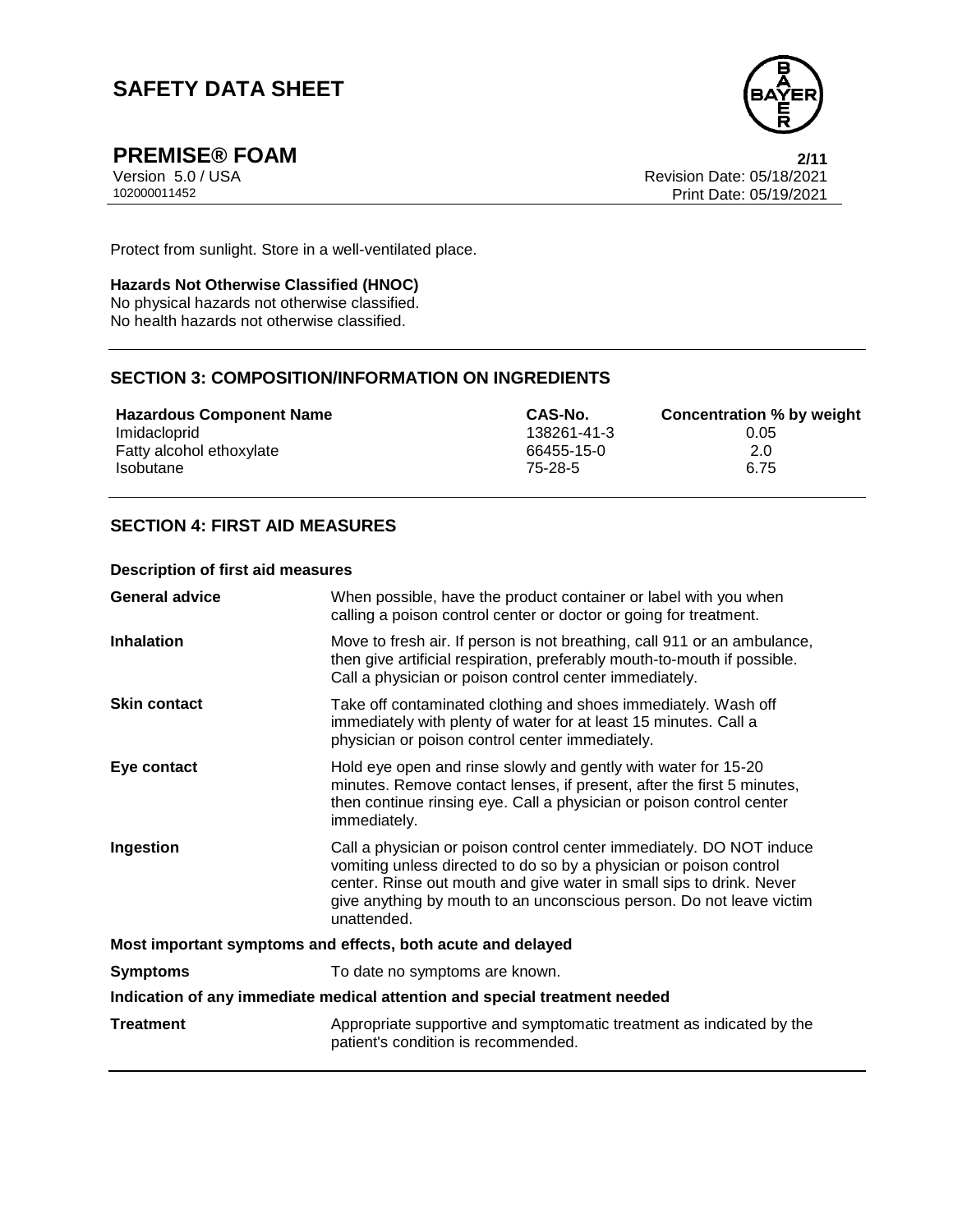Protect from sunlight. Store in a well-ventilated place.

**Hazards Not Otherwise Classified (HNOC)**
No physical hazards not otherwise classified.
No health hazards not otherwise classified.

## SECTION 3: COMPOSITION/INFORMATION ON INGREDIENTS

| Hazardous Component Name | CAS-No. | Concentration % by weight |
|---|---|---|
| Imidacloprid | 138261-41-3 | 0.05 |
| Fatty alcohol ethoxylate | 66455-15-0 | 2.0 |
| Isobutane | 75-28-5 | 6.75 |

## SECTION 4: FIRST AID MEASURES

**Description of first aid measures**

| | |
|---|---|
| **General advice** | When possible, have the product container or label with you when calling a poison control center or doctor or going for treatment. |
| **Inhalation** | Move to fresh air. If person is not breathing, call 911 or an ambulance, then give artificial respiration, preferably mouth-to-mouth if possible. Call a physician or poison control center immediately. |
| **Skin contact** | Take off contaminated clothing and shoes immediately. Wash off immediately with plenty of water for at least 15 minutes. Call a physician or poison control center immediately. |
| **Eye contact** | Hold eye open and rinse slowly and gently with water for 15-20 minutes. Remove contact lenses, if present, after the first 5 minutes, then continue rinsing eye. Call a physician or poison control center immediately. |
| **Ingestion** | Call a physician or poison control center immediately. DO NOT induce vomiting unless directed to do so by a physician or poison control center. Rinse out mouth and give water in small sips to drink. Never give anything by mouth to an unconscious person. Do not leave victim unattended. |

**Most important symptoms and effects, both acute and delayed**

| | |
|---|---|
| **Symptoms** | To date no symptoms are known. |

**Indication of any immediate medical attention and special treatment needed**

| | |
|---|---|
| **Treatment** | Appropriate supportive and symptomatic treatment as indicated by the patient's condition is recommended. |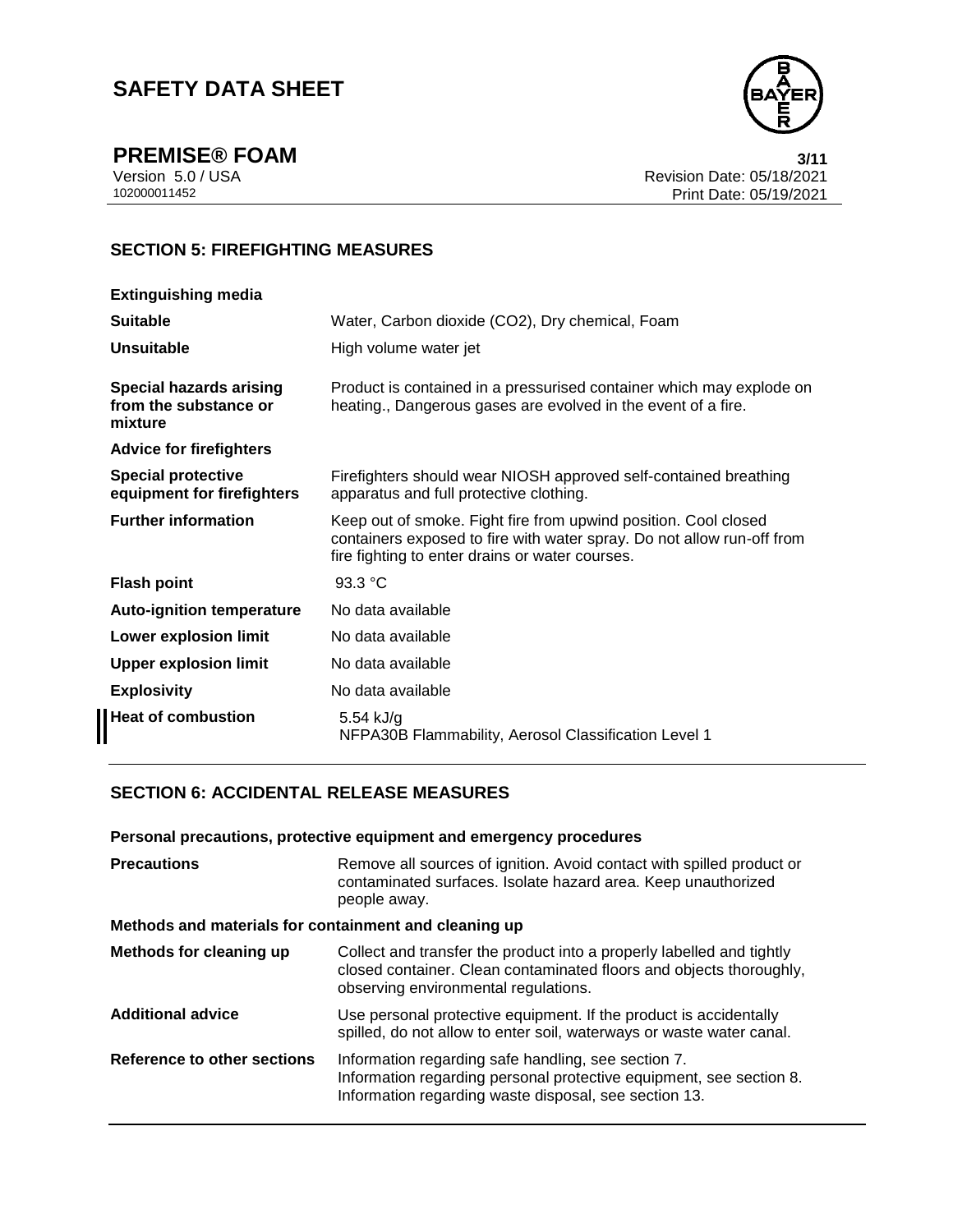## SECTION 5: FIREFIGHTING MEASURES

**Extinguishing media**

| | |
|---|---|
| **Suitable** | Water, Carbon dioxide ($CO_2$), Dry chemical, Foam |
| **Unsuitable** | High volume water jet |
| **Special hazards arising from the substance or mixture** | Product is contained in a pressurised container which may explode on heating., Dangerous gases are evolved in the event of a fire. |

**Advice for firefighters**

| | |
|---|---|
| **Special protective equipment for firefighters** | Firefighters should wear NIOSH approved self-contained breathing apparatus and full protective clothing. |
| **Further information** | Keep out of smoke. Fight fire from upwind position. Cool closed containers exposed to fire with water spray. Do not allow run-off from fire fighting to enter drains or water courses. |
| **Flash point** | 93.3 °C |
| **Auto-ignition temperature** | No data available |
| **Lower explosion limit** | No data available |
| **Upper explosion limit** | No data available |
| **Explosivity** | No data available |
| **Heat of combustion** | 5.54 kJ/g<br>NFPA30B Flammability, Aerosol Classification Level 1 |

## SECTION 6: ACCIDENTAL RELEASE MEASURES

**Personal precautions, protective equipment and emergency procedures**

| | |
|---|---|
| **Precautions** | Remove all sources of ignition. Avoid contact with spilled product or contaminated surfaces. Isolate hazard area. Keep unauthorized people away. |

**Methods and materials for containment and cleaning up**

| | |
|---|---|
| **Methods for cleaning up** | Collect and transfer the product into a properly labelled and tightly closed container. Clean contaminated floors and objects thoroughly, observing environmental regulations. |
| **Additional advice** | Use personal protective equipment. If the product is accidentally spilled, do not allow to enter soil, waterways or waste water canal. |
| **Reference to other sections** | Information regarding safe handling, see section 7.<br>Information regarding personal protective equipment, see section 8.<br>Information regarding waste disposal, see section 13. |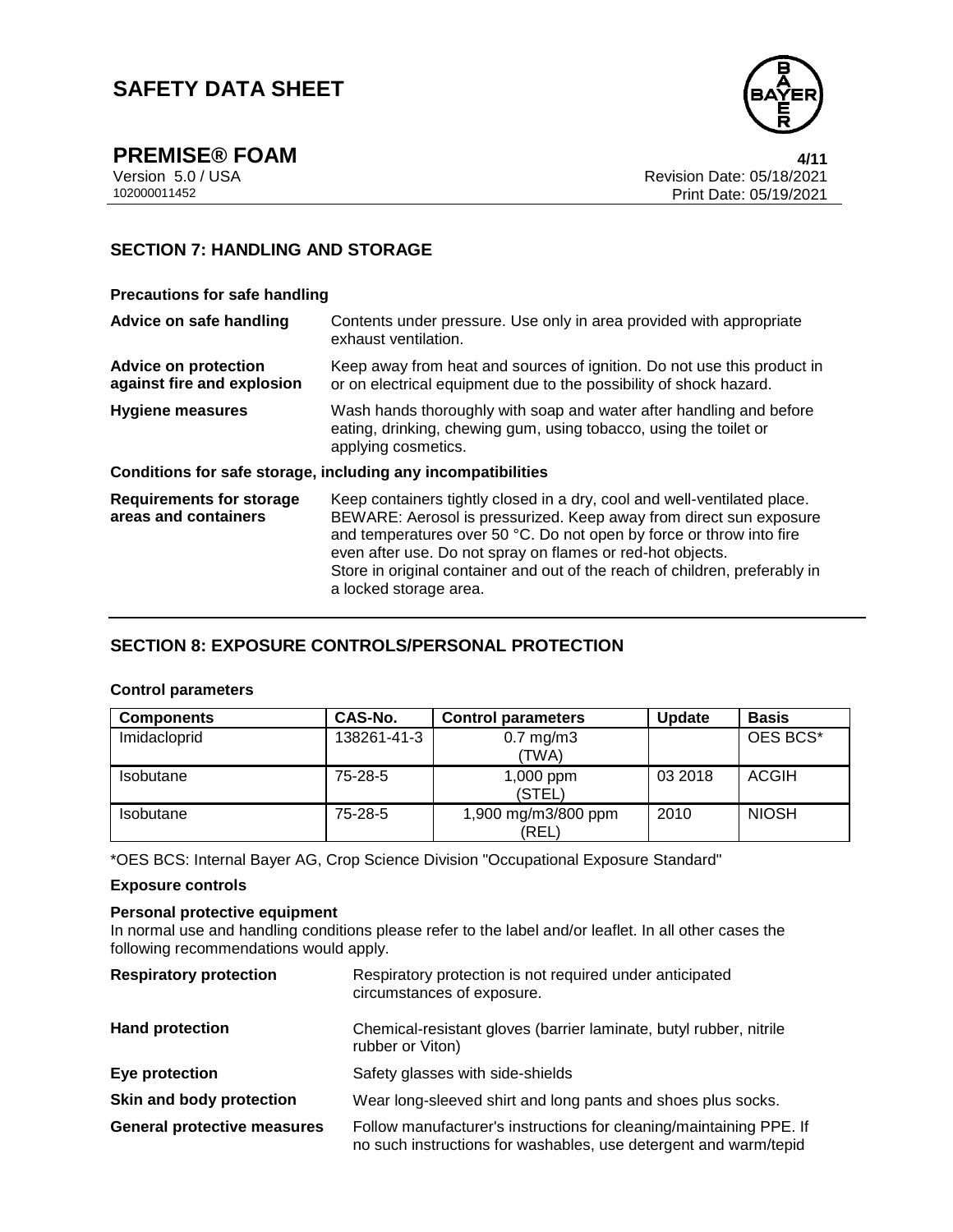## SECTION 7: HANDLING AND STORAGE

**Precautions for safe handling**

| | |
|---|---|
| **Advice on safe handling** | Contents under pressure. Use only in area provided with appropriate exhaust ventilation. |
| **Advice on protection against fire and explosion** | Keep away from heat and sources of ignition. Do not use this product in or on electrical equipment due to the possibility of shock hazard. |
| **Hygiene measures** | Wash hands thoroughly with soap and water after handling and before eating, drinking, chewing gum, using tobacco, using the toilet or applying cosmetics. |

**Conditions for safe storage, including any incompatibilities**

| | |
|---|---|
| **Requirements for storage areas and containers** | Keep containers tightly closed in a dry, cool and well-ventilated place. BEWARE: Aerosol is pressurized. Keep away from direct sun exposure and temperatures over 50 °C. Do not open by force or throw into fire even after use. Do not spray on flames or red-hot objects. Store in original container and out of the reach of children, preferably in a locked storage area. |

## SECTION 8: EXPOSURE CONTROLS/PERSONAL PROTECTION

**Control parameters**

| Components | CAS-No. | Control parameters | Update | Basis |
|---|---|---|---|---|
| Imidacloprid | 138261-41-3 | 0.7 mg/m3 (TWA) | | OES BCS* |
| Isobutane | 75-28-5 | 1,000 ppm (STEL) | 03 2018 | ACGIH |
| Isobutane | 75-28-5 | 1,900 mg/m3/800 ppm (REL) | 2010 | NIOSH |

*OES BCS: Internal Bayer AG, Crop Science Division "Occupational Exposure Standard"

**Exposure controls**

**Personal protective equipment**

In normal use and handling conditions please refer to the label and/or leaflet. In all other cases the following recommendations would apply.

| | |
|---|---|
| **Respiratory protection** | Respiratory protection is not required under anticipated circumstances of exposure. |
| **Hand protection** | Chemical-resistant gloves (barrier laminate, butyl rubber, nitrile rubber or Viton) |
| **Eye protection** | Safety glasses with side-shields |
| **Skin and body protection** | Wear long-sleeved shirt and long pants and shoes plus socks. |
| **General protective measures** | Follow manufacturer's instructions for cleaning/maintaining PPE. If no such instructions for washables, use detergent and warm/tepid |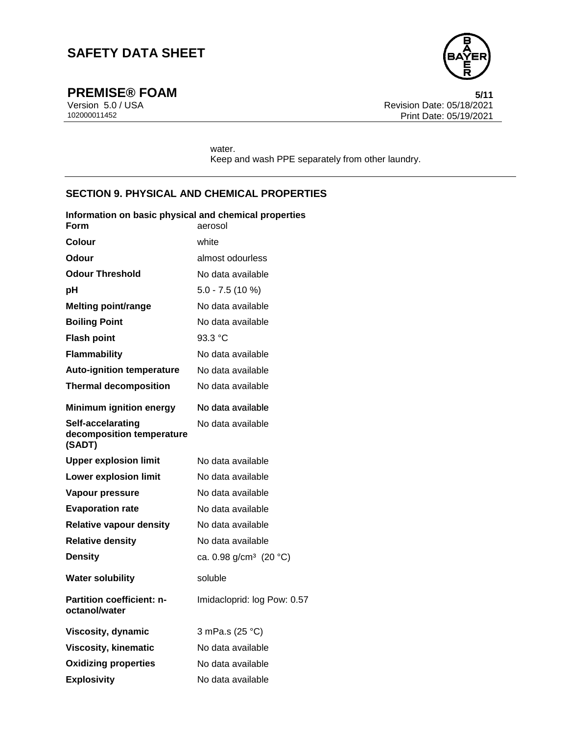water.
Keep and wash PPE separately from other laundry.

## SECTION 9. PHYSICAL AND CHEMICAL PROPERTIES

**Information on basic physical and chemical properties**

| | |
|---|---|
| **Form** | aerosol |
| **Colour** | white |
| **Odour** | almost odourless |
| **Odour Threshold** | No data available |
| **pH** | 5.0 - 7.5 (10 %) |
| **Melting point/range** | No data available |
| **Boiling Point** | No data available |
| **Flash point** | 93.3 °C |
| **Flammability** | No data available |
| **Auto-ignition temperature** | No data available |
| **Thermal decomposition** | No data available |
| **Minimum ignition energy** | No data available |
| **Self-accelarating decomposition temperature (SADT)** | No data available |
| **Upper explosion limit** | No data available |
| **Lower explosion limit** | No data available |
| **Vapour pressure** | No data available |
| **Evaporation rate** | No data available |
| **Relative vapour density** | No data available |
| **Relative density** | No data available |
| **Density** | ca. 0.98 g/cm³ (20 °C) |
| **Water solubility** | soluble |
| **Partition coefficient: n-octanol/water** | Imidacloprid: log Pow: 0.57 |
| **Viscosity, dynamic** | 3 mPa.s (25 °C) |
| **Viscosity, kinematic** | No data available |
| **Oxidizing properties** | No data available |
| **Explosivity** | No data available |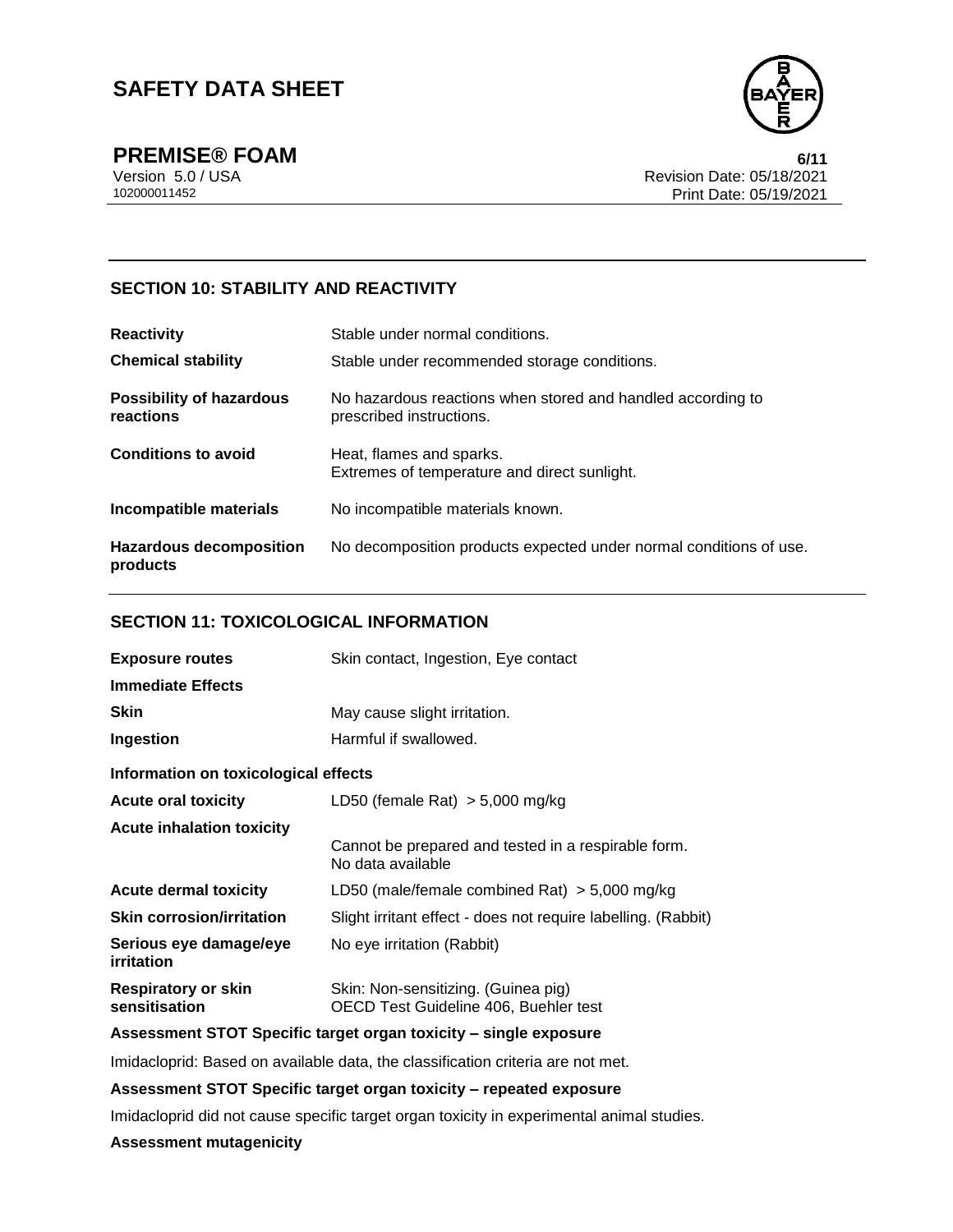## SECTION 10: STABILITY AND REACTIVITY

| | |
|---|---|
| **Reactivity** | Stable under normal conditions. |
| **Chemical stability** | Stable under recommended storage conditions. |
| **Possibility of hazardous reactions** | No hazardous reactions when stored and handled according to prescribed instructions. |
| **Conditions to avoid** | Heat, flames and sparks.<br>Extremes of temperature and direct sunlight. |
| **Incompatible materials** | No incompatible materials known. |
| **Hazardous decomposition products** | No decomposition products expected under normal conditions of use. |

## SECTION 11: TOXICOLOGICAL INFORMATION

| | |
|---|---|
| **Exposure routes** | Skin contact, Ingestion, Eye contact |
| **Immediate Effects** | |
| **Skin** | May cause slight irritation. |
| **Ingestion** | Harmful if swallowed. |

**Information on toxicological effects**

| | |
|---|---|
| **Acute oral toxicity** | LD50 (female Rat) > 5,000 mg/kg |
| **Acute inhalation toxicity** | Cannot be prepared and tested in a respirable form.<br>No data available |
| **Acute dermal toxicity** | LD50 (male/female combined Rat) > 5,000 mg/kg |
| **Skin corrosion/irritation** | Slight irritant effect - does not require labelling. (Rabbit) |
| **Serious eye damage/eye irritation** | No eye irritation (Rabbit) |
| **Respiratory or skin sensitisation** | Skin: Non-sensitizing. (Guinea pig)<br>OECD Test Guideline 406, Buehler test |

**Assessment STOT Specific target organ toxicity – single exposure**

Imidacloprid: Based on available data, the classification criteria are not met.

**Assessment STOT Specific target organ toxicity – repeated exposure**

Imidacloprid did not cause specific target organ toxicity in experimental animal studies.

**Assessment mutagenicity**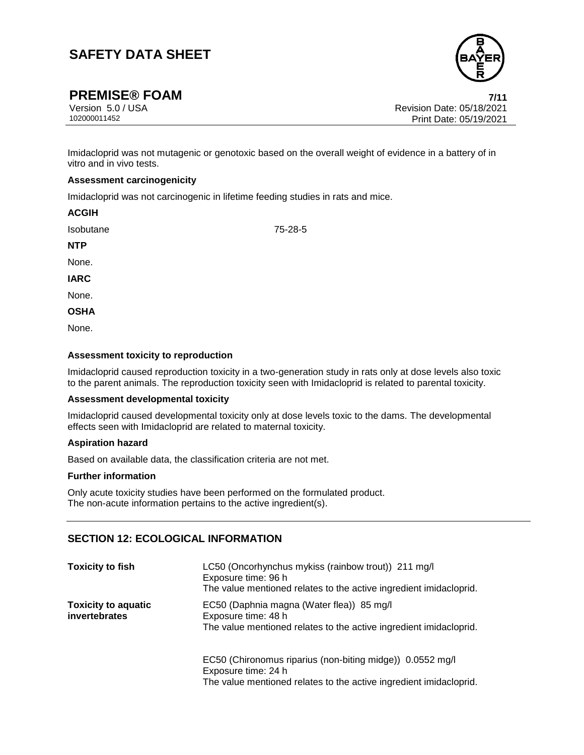Imidacloprid was not mutagenic or genotoxic based on the overall weight of evidence in a battery of in vitro and in vivo tests.

**Assessment carcinogenicity**

Imidacloprid was not carcinogenic in lifetime feeding studies in rats and mice.

**ACGIH**

| | |
|---|---|
| Isobutane | 75-28-5 |

**NTP**

None.

**IARC**

None.

**OSHA**

None.

**Assessment toxicity to reproduction**

Imidacloprid caused reproduction toxicity in a two-generation study in rats only at dose levels also toxic to the parent animals. The reproduction toxicity seen with Imidacloprid is related to parental toxicity.

**Assessment developmental toxicity**

Imidacloprid caused developmental toxicity only at dose levels toxic to the dams. The developmental effects seen with Imidacloprid are related to maternal toxicity.

**Aspiration hazard**

Based on available data, the classification criteria are not met.

**Further information**

Only acute toxicity studies have been performed on the formulated product.
The non-acute information pertains to the active ingredient(s).

## SECTION 12: ECOLOGICAL INFORMATION

| | |
|---|---|
| **Toxicity to fish** | LC50 (Oncorhynchus mykiss (rainbow trout)) 211 mg/l<br>Exposure time: 96 h<br>The value mentioned relates to the active ingredient imidacloprid. |
| **Toxicity to aquatic invertebrates** | EC50 (Daphnia magna (Water flea)) 85 mg/l<br>Exposure time: 48 h<br>The value mentioned relates to the active ingredient imidacloprid.<br><br>EC50 (Chironomus riparius (non-biting midge)) 0.0552 mg/l<br>Exposure time: 24 h<br>The value mentioned relates to the active ingredient imidacloprid. |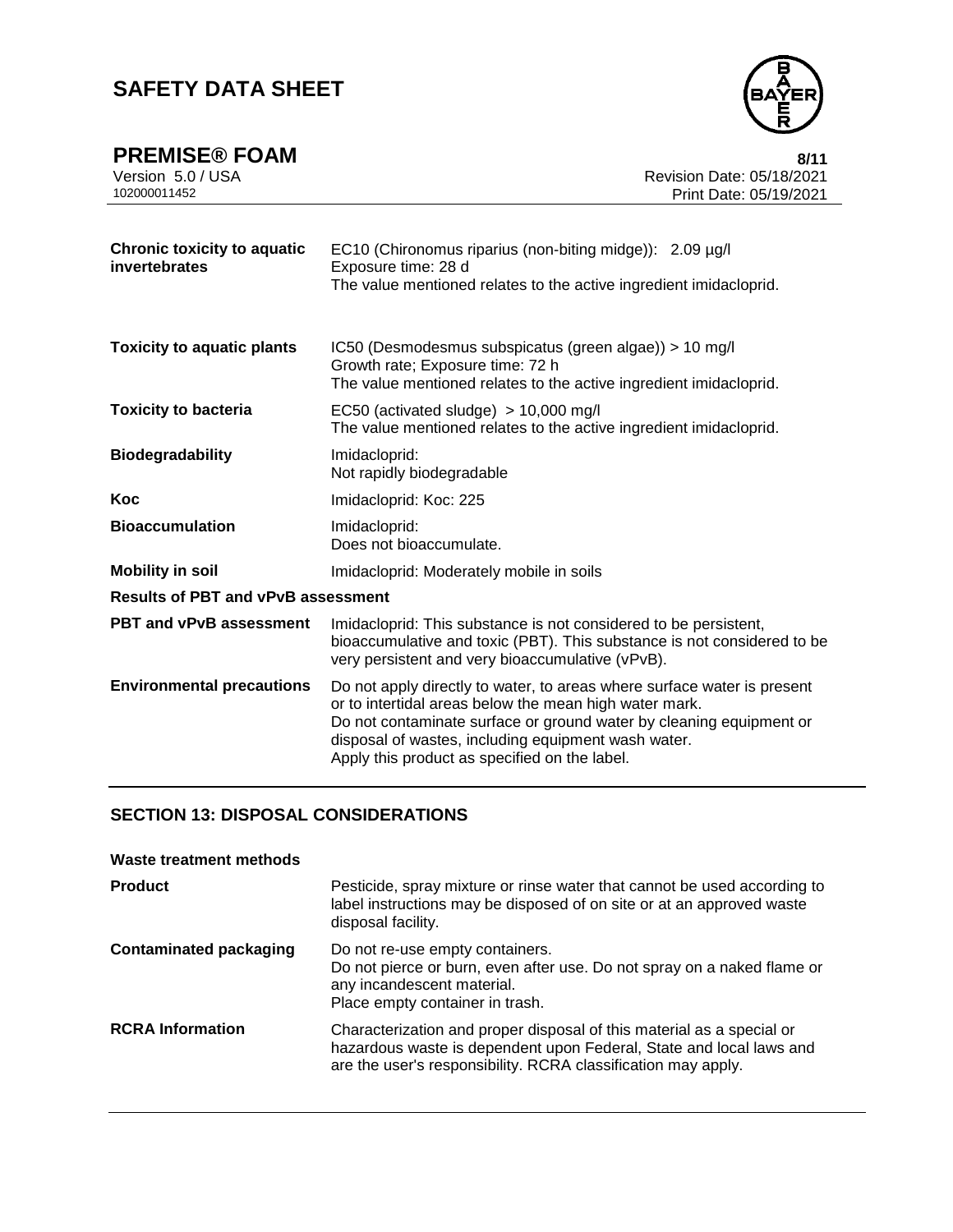| | |
|---|---|
| **Chronic toxicity to aquatic invertebrates** | EC10 (Chironomus riparius (non-biting midge)): 2.09 µg/l<br>Exposure time: 28 d<br>The value mentioned relates to the active ingredient imidacloprid. |
| **Toxicity to aquatic plants** | IC50 (Desmodesmus subspicatus (green algae)) > 10 mg/l<br>Growth rate; Exposure time: 72 h<br>The value mentioned relates to the active ingredient imidacloprid. |
| **Toxicity to bacteria** | EC50 (activated sludge) > 10,000 mg/l<br>The value mentioned relates to the active ingredient imidacloprid. |
| **Biodegradability** | Imidacloprid:<br>Not rapidly biodegradable |
| **Koc** | Imidacloprid: Koc: 225 |
| **Bioaccumulation** | Imidacloprid:<br>Does not bioaccumulate. |
| **Mobility in soil** | Imidacloprid: Moderately mobile in soils |

**Results of PBT and vPvB assessment**

| | |
|---|---|
| **PBT and vPvB assessment** | Imidacloprid: This substance is not considered to be persistent, bioaccumulative and toxic (PBT). This substance is not considered to be very persistent and very bioaccumulative (vPvB). |
| **Environmental precautions** | Do not apply directly to water, to areas where surface water is present or to intertidal areas below the mean high water mark.<br>Do not contaminate surface or ground water by cleaning equipment or disposal of wastes, including equipment wash water.<br>Apply this product as specified on the label. |

## SECTION 13: DISPOSAL CONSIDERATIONS

**Waste treatment methods**

| | |
|---|---|
| **Product** | Pesticide, spray mixture or rinse water that cannot be used according to label instructions may be disposed of on site or at an approved waste disposal facility. |
| **Contaminated packaging** | Do not re-use empty containers.<br>Do not pierce or burn, even after use. Do not spray on a naked flame or any incandescent material.<br>Place empty container in trash. |
| **RCRA Information** | Characterization and proper disposal of this material as a special or hazardous waste is dependent upon Federal, State and local laws and are the user's responsibility. RCRA classification may apply. |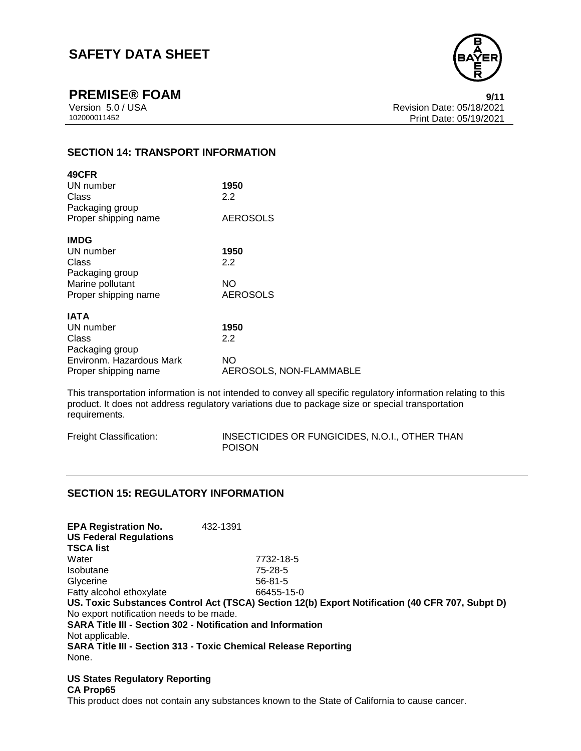## SECTION 14: TRANSPORT INFORMATION

**49CFR**

| | |
|---|---|
| UN number | **1950** |
| Class | 2.2 |
| Packaging group | |
| Proper shipping name | AEROSOLS |

**IMDG**

| | |
|---|---|
| UN number | **1950** |
| Class | 2.2 |
| Packaging group | |
| Marine pollutant | NO |
| Proper shipping name | AEROSOLS |

**IATA**

| | |
|---|---|
| UN number | **1950** |
| Class | 2.2 |
| Packaging group | |
| Environm. Hazardous Mark | NO |
| Proper shipping name | AEROSOLS, NON-FLAMMABLE |

This transportation information is not intended to convey all specific regulatory information relating to this product. It does not address regulatory variations due to package size or special transportation requirements.

Freight Classification: INSECTICIDES OR FUNGICIDES, N.O.I., OTHER THAN POISON

## SECTION 15: REGULATORY INFORMATION

**EPA Registration No.** 432-1391

**US Federal Regulations**

**TSCA list**

| | |
|---|---|
| Water | 7732-18-5 |
| Isobutane | 75-28-5 |
| Glycerine | 56-81-5 |
| Fatty alcohol ethoxylate | 66455-15-0 |

**US. Toxic Substances Control Act (TSCA) Section 12(b) Export Notification (40 CFR 707, Subpt D)**

No export notification needs to be made.

**SARA Title III - Section 302 - Notification and Information**

Not applicable.

**SARA Title III - Section 313 - Toxic Chemical Release Reporting**

None.

**US States Regulatory Reporting**

**CA Prop65**

This product does not contain any substances known to the State of California to cause cancer.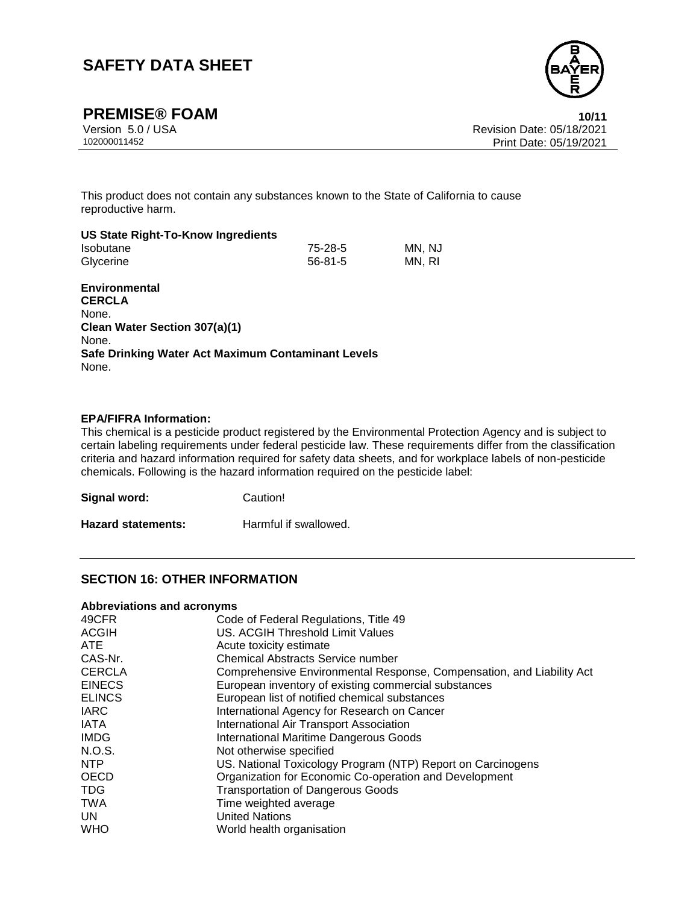This product does not contain any substances known to the State of California to cause reproductive harm.

**US State Right-To-Know Ingredients**

| | | |
|---|---|---|
| Isobutane | 75-28-5 | MN, NJ |
| Glycerine | 56-81-5 | MN, RI |

**Environmental**

**CERCLA**

None.

**Clean Water Section 307(a)(1)**

None.

**Safe Drinking Water Act Maximum Contaminant Levels**

None.

**EPA/FIFRA Information:**

This chemical is a pesticide product registered by the Environmental Protection Agency and is subject to certain labeling requirements under federal pesticide law. These requirements differ from the classification criteria and hazard information required for safety data sheets, and for workplace labels of non-pesticide chemicals. Following is the hazard information required on the pesticide label:

**Signal word:** Caution!

**Hazard statements:** Harmful if swallowed.

## SECTION 16: OTHER INFORMATION

**Abbreviations and acronyms**

| | |
|---|---|
| 49CFR | Code of Federal Regulations, Title 49 |
| ACGIH | US. ACGIH Threshold Limit Values |
| ATE | Acute toxicity estimate |
| CAS-Nr. | Chemical Abstracts Service number |
| CERCLA | Comprehensive Environmental Response, Compensation, and Liability Act |
| EINECS | European inventory of existing commercial substances |
| ELINCS | European list of notified chemical substances |
| IARC | International Agency for Research on Cancer |
| IATA | International Air Transport Association |
| IMDG | International Maritime Dangerous Goods |
| N.O.S. | Not otherwise specified |
| NTP | US. National Toxicology Program (NTP) Report on Carcinogens |
| OECD | Organization for Economic Co-operation and Development |
| TDG | Transportation of Dangerous Goods |
| TWA | Time weighted average |
| UN | United Nations |
| WHO | World health organisation |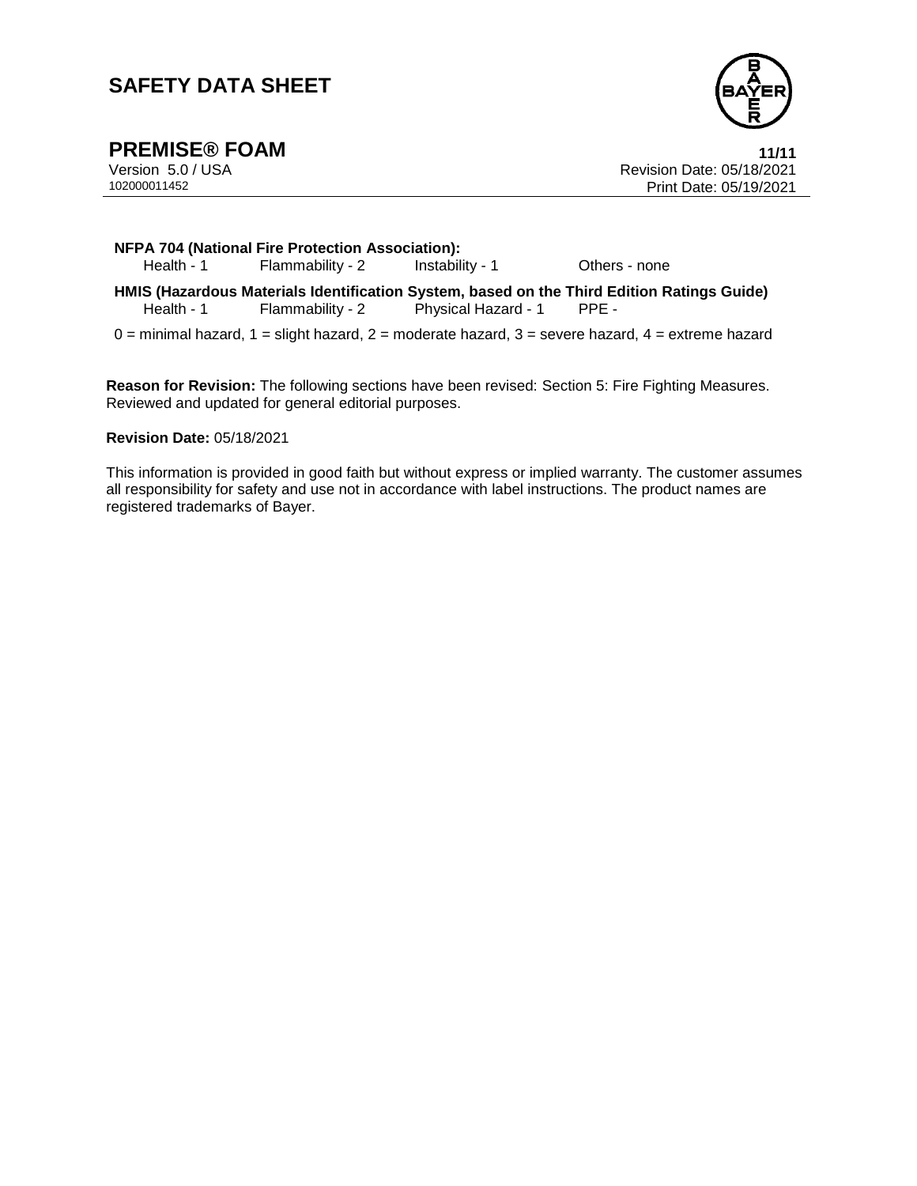**NFPA 704 (National Fire Protection Association):**

| | | | |
|---|---|---|---|
| Health - 1 | Flammability - 2 | Instability - 1 | Others - none |

**HMIS (Hazardous Materials Identification System, based on the Third Edition Ratings Guide)**

| | | | |
|---|---|---|---|
| Health - 1 | Flammability - 2 | Physical Hazard - 1 | PPE - |

0 = minimal hazard, 1 = slight hazard, 2 = moderate hazard, 3 = severe hazard, 4 = extreme hazard

**Reason for Revision:** The following sections have been revised: Section 5: Fire Fighting Measures. Reviewed and updated for general editorial purposes.

**Revision Date:** 05/18/2021

This information is provided in good faith but without express or implied warranty. The customer assumes all responsibility for safety and use not in accordance with label instructions. The product names are registered trademarks of Bayer.